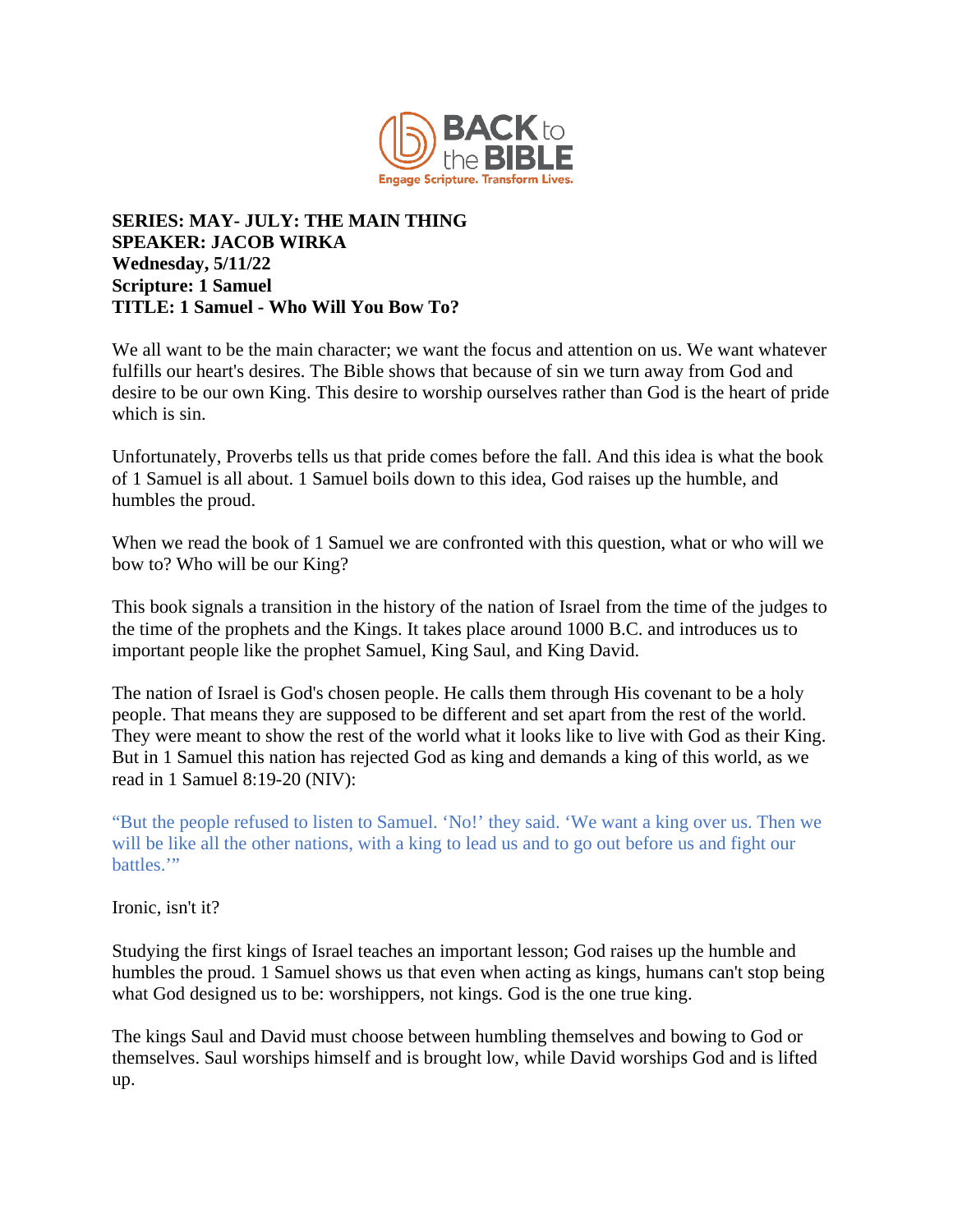**SERIES: MAY- JULY: THE MAIN THING**
**SPEAKER: JACOB WIRKA**
**Wednesday, 5/11/22**
**Scripture: 1 Samuel**
**TITLE: 1 Samuel - Who Will You Bow To?**

We all want to be the main character; we want the focus and attention on us. We want whatever fulfills our heart's desires. The Bible shows that because of sin we turn away from God and desire to be our own King. This desire to worship ourselves rather than God is the heart of pride which is sin.

Unfortunately, Proverbs tells us that pride comes before the fall. And this idea is what the book of 1 Samuel is all about. 1 Samuel boils down to this idea, God raises up the humble, and humbles the proud.

When we read the book of 1 Samuel we are confronted with this question, what or who will we bow to? Who will be our King?

This book signals a transition in the history of the nation of Israel from the time of the judges to the time of the prophets and the Kings. It takes place around 1000 B.C. and introduces us to important people like the prophet Samuel, King Saul, and King David.

The nation of Israel is God's chosen people. He calls them through His covenant to be a holy people. That means they are supposed to be different and set apart from the rest of the world. They were meant to show the rest of the world what it looks like to live with God as their King. But in 1 Samuel this nation has rejected God as king and demands a king of this world, as we read in 1 Samuel 8:19-20 (NIV):

"But the people refused to listen to Samuel. 'No!' they said. 'We want a king over us. Then we will be like all the other nations, with a king to lead us and to go out before us and fight our battles.'"

Ironic, isn't it?

Studying the first kings of Israel teaches an important lesson; God raises up the humble and humbles the proud. 1 Samuel shows us that even when acting as kings, humans can't stop being what God designed us to be: worshippers, not kings. God is the one true king.

The kings Saul and David must choose between humbling themselves and bowing to God or themselves. Saul worships himself and is brought low, while David worships God and is lifted up.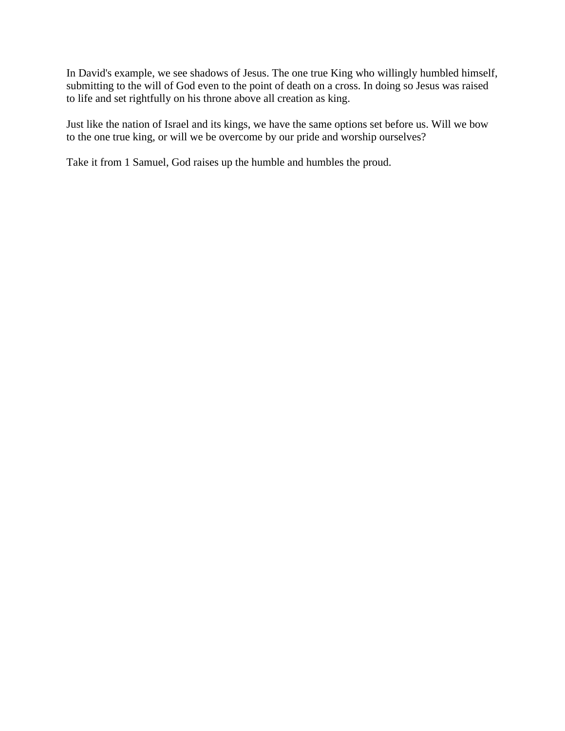In David's example, we see shadows of Jesus. The one true King who willingly humbled himself, submitting to the will of God even to the point of death on a cross. In doing so Jesus was raised to life and set rightfully on his throne above all creation as king.

Just like the nation of Israel and its kings, we have the same options set before us. Will we bow to the one true king, or will we be overcome by our pride and worship ourselves?

Take it from 1 Samuel, God raises up the humble and humbles the proud.